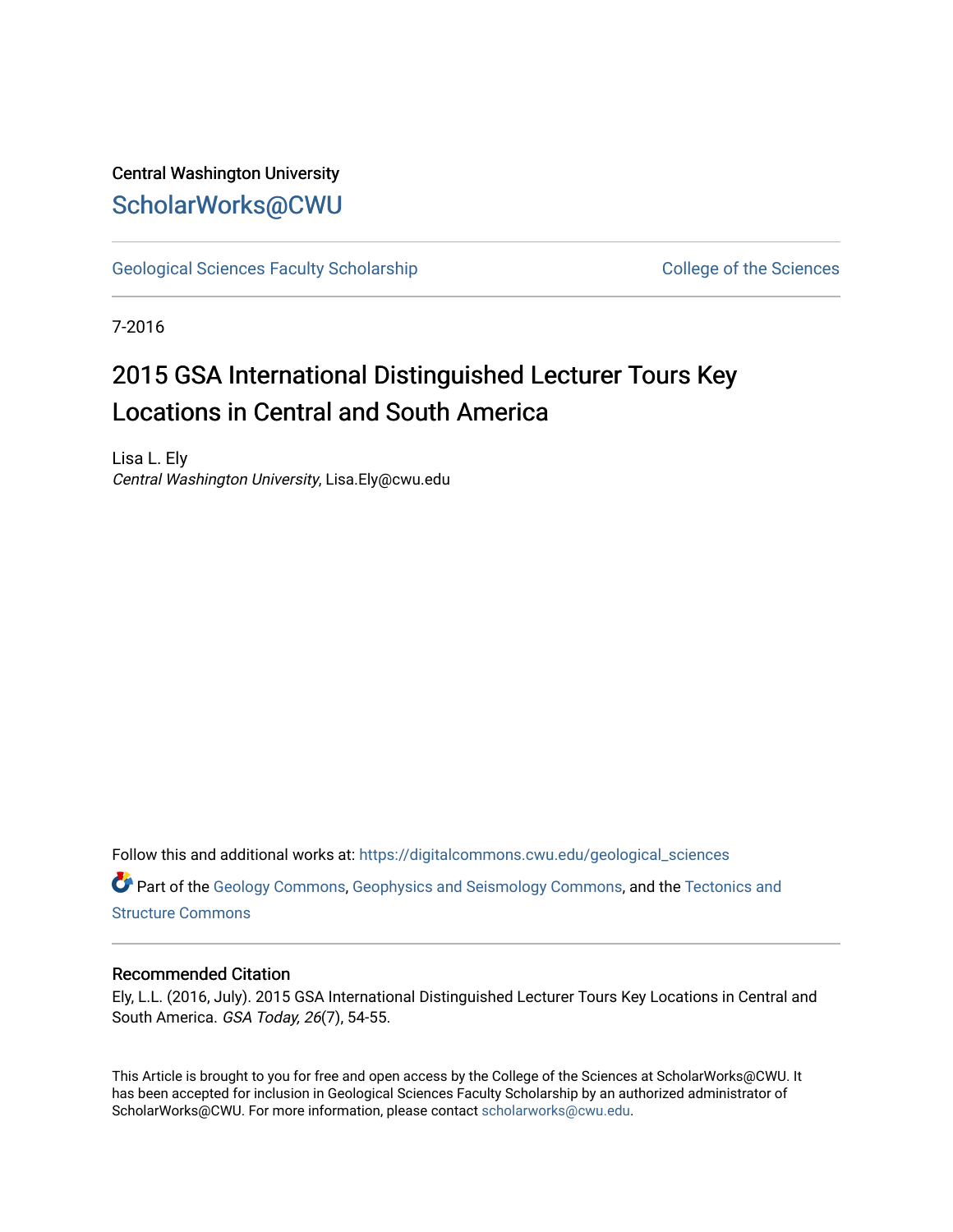Central Washington University

# ScholarWorks@CWU

Geological Sciences Faculty Scholarship | College of the Sciences

7-2016

# 2015 GSA International Distinguished Lecturer Tours Key Locations in Central and South America

Lisa L. Ely
*Central Washington University*, Lisa.Ely@cwu.edu

Follow this and additional works at: https://digitalcommons.cwu.edu/geological_sciences

Part of the Geology Commons, Geophysics and Seismology Commons, and the Tectonics and Structure Commons

## Recommended Citation

Ely, L.L. (2016, July). 2015 GSA International Distinguished Lecturer Tours Key Locations in Central and South America. *GSA Today, 26*(7), 54-55.

This Article is brought to you for free and open access by the College of the Sciences at ScholarWorks@CWU. It has been accepted for inclusion in Geological Sciences Faculty Scholarship by an authorized administrator of ScholarWorks@CWU. For more information, please contact scholarworks@cwu.edu.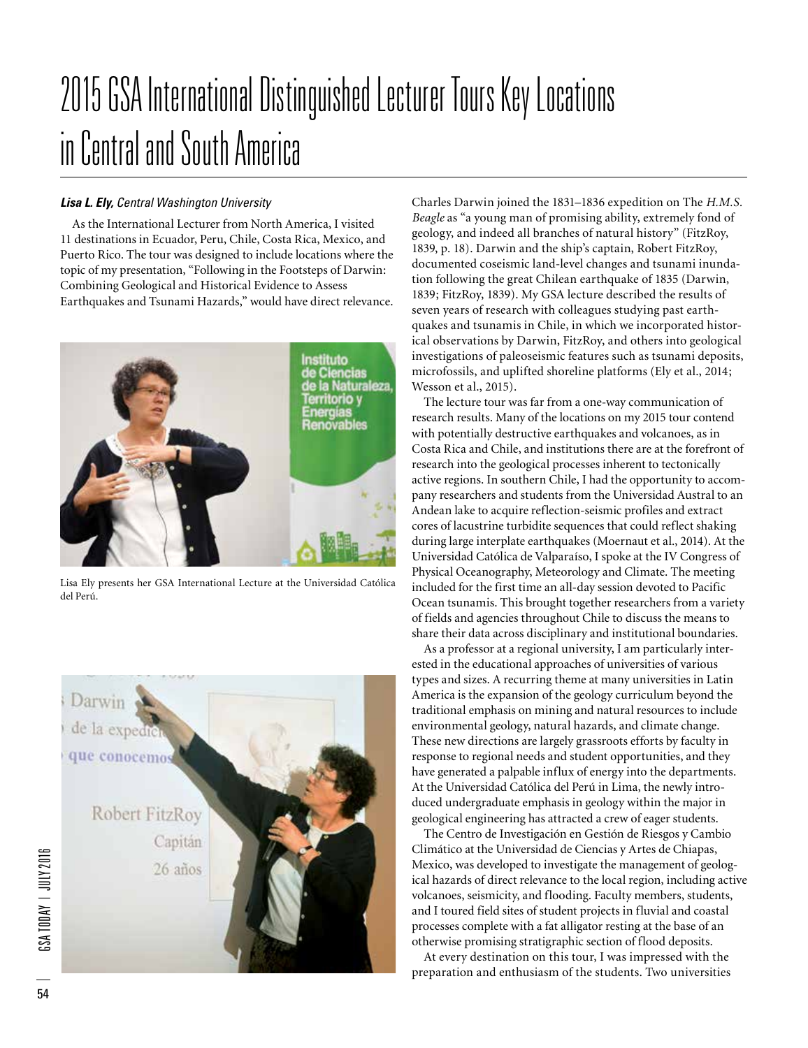# 2015 GSA International Distinguished Lecturer Tours Key Locations in Central and South America

***Lisa L. Ely,*** *Central Washington University*

As the International Lecturer from North America, I visited 11 destinations in Ecuador, Peru, Chile, Costa Rica, Mexico, and Puerto Rico. The tour was designed to include locations where the topic of my presentation, "Following in the Footsteps of Darwin: Combining Geological and Historical Evidence to Assess Earthquakes and Tsunami Hazards," would have direct relevance.

Lisa Ely presents her GSA International Lecture at the Universidad Católica del Perú.

Charles Darwin joined the 1831–1836 expedition on The *H.M.S. Beagle* as "a young man of promising ability, extremely fond of geology, and indeed all branches of natural history" (FitzRoy, 1839, p. 18). Darwin and the ship's captain, Robert FitzRoy, documented coseismic land-level changes and tsunami inundation following the great Chilean earthquake of 1835 (Darwin, 1839; FitzRoy, 1839). My GSA lecture described the results of seven years of research with colleagues studying past earthquakes and tsunamis in Chile, in which we incorporated historical observations by Darwin, FitzRoy, and others into geological investigations of paleoseismic features such as tsunami deposits, microfossils, and uplifted shoreline platforms (Ely et al., 2014; Wesson et al., 2015).

The lecture tour was far from a one-way communication of research results. Many of the locations on my 2015 tour contend with potentially destructive earthquakes and volcanoes, as in Costa Rica and Chile, and institutions there are at the forefront of research into the geological processes inherent to tectonically active regions. In southern Chile, I had the opportunity to accompany researchers and students from the Universidad Austral to an Andean lake to acquire reflection-seismic profiles and extract cores of lacustrine turbidite sequences that could reflect shaking during large interplate earthquakes (Moernaut et al., 2014). At the Universidad Católica de Valparaíso, I spoke at the IV Congress of Physical Oceanography, Meteorology and Climate. The meeting included for the first time an all-day session devoted to Pacific Ocean tsunamis. This brought together researchers from a variety of fields and agencies throughout Chile to discuss the means to share their data across disciplinary and institutional boundaries.

As a professor at a regional university, I am particularly interested in the educational approaches of universities of various types and sizes. A recurring theme at many universities in Latin America is the expansion of the geology curriculum beyond the traditional emphasis on mining and natural resources to include environmental geology, natural hazards, and climate change. These new directions are largely grassroots efforts by faculty in response to regional needs and student opportunities, and they have generated a palpable influx of energy into the departments. At the Universidad Católica del Perú in Lima, the newly introduced undergraduate emphasis in geology within the major in geological engineering has attracted a crew of eager students.

The Centro de Investigación en Gestión de Riesgos y Cambio Climático at the Universidad de Ciencias y Artes de Chiapas, Mexico, was developed to investigate the management of geological hazards of direct relevance to the local region, including active volcanoes, seismicity, and flooding. Faculty members, students, and I toured field sites of student projects in fluvial and coastal processes complete with a fat alligator resting at the base of an otherwise promising stratigraphic section of flood deposits.

At every destination on this tour, I was impressed with the preparation and enthusiasm of the students. Two universities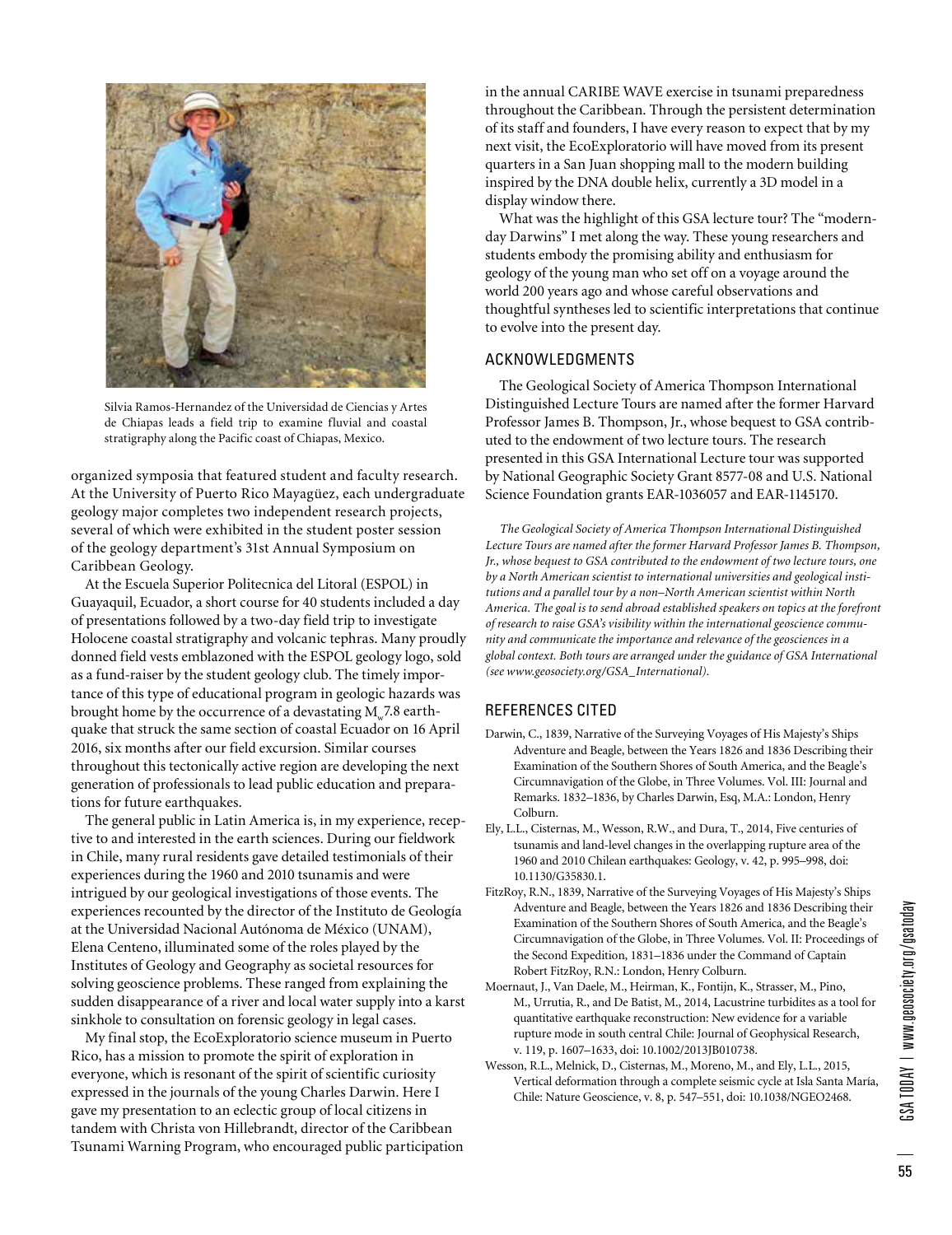Silvia Ramos-Hernandez of the Universidad de Ciencias y Artes de Chiapas leads a field trip to examine fluvial and coastal stratigraphy along the Pacific coast of Chiapas, Mexico.

organized symposia that featured student and faculty research. At the University of Puerto Rico Mayagüez, each undergraduate geology major completes two independent research projects, several of which were exhibited in the student poster session of the geology department's 31st Annual Symposium on Caribbean Geology.

At the Escuela Superior Politecnica del Litoral (ESPOL) in Guayaquil, Ecuador, a short course for 40 students included a day of presentations followed by a two-day field trip to investigate Holocene coastal stratigraphy and volcanic tephras. Many proudly donned field vests emblazoned with the ESPOL geology logo, sold as a fund-raiser by the student geology club. The timely importance of this type of educational program in geologic hazards was brought home by the occurrence of a devastating $M_w$7.8 earthquake that struck the same section of coastal Ecuador on 16 April 2016, six months after our field excursion. Similar courses throughout this tectonically active region are developing the next generation of professionals to lead public education and preparations for future earthquakes.

The general public in Latin America is, in my experience, receptive to and interested in the earth sciences. During our fieldwork in Chile, many rural residents gave detailed testimonials of their experiences during the 1960 and 2010 tsunamis and were intrigued by our geological investigations of those events. The experiences recounted by the director of the Instituto de Geología at the Universidad Nacional Autónoma de México (UNAM), Elena Centeno, illuminated some of the roles played by the Institutes of Geology and Geography as societal resources for solving geoscience problems. These ranged from explaining the sudden disappearance of a river and local water supply into a karst sinkhole to consultation on forensic geology in legal cases.

My final stop, the EcoExploratorio science museum in Puerto Rico, has a mission to promote the spirit of exploration in everyone, which is resonant of the spirit of scientific curiosity expressed in the journals of the young Charles Darwin. Here I gave my presentation to an eclectic group of local citizens in tandem with Christa von Hillebrandt, director of the Caribbean Tsunami Warning Program, who encouraged public participation in the annual CARIBE WAVE exercise in tsunami preparedness throughout the Caribbean. Through the persistent determination of its staff and founders, I have every reason to expect that by my next visit, the EcoExploratorio will have moved from its present quarters in a San Juan shopping mall to the modern building inspired by the DNA double helix, currently a 3D model in a display window there.

What was the highlight of this GSA lecture tour? The "modern-day Darwins" I met along the way. These young researchers and students embody the promising ability and enthusiasm for geology of the young man who set off on a voyage around the world 200 years ago and whose careful observations and thoughtful syntheses led to scientific interpretations that continue to evolve into the present day.

## ACKNOWLEDGMENTS

The Geological Society of America Thompson International Distinguished Lecture Tours are named after the former Harvard Professor James B. Thompson, Jr., whose bequest to GSA contributed to the endowment of two lecture tours. The research presented in this GSA International Lecture tour was supported by National Geographic Society Grant 8577-08 and U.S. National Science Foundation grants EAR-1036057 and EAR-1145170.

*The Geological Society of America Thompson International Distinguished Lecture Tours are named after the former Harvard Professor James B. Thompson, Jr., whose bequest to GSA contributed to the endowment of two lecture tours, one by a North American scientist to international universities and geological institutions and a parallel tour by a non–North American scientist within North America. The goal is to send abroad established speakers on topics at the forefront of research to raise GSA's visibility within the international geoscience community and communicate the importance and relevance of the geosciences in a global context. Both tours are arranged under the guidance of GSA International (see www.geosociety.org/GSA_International).*

## REFERENCES CITED

Darwin, C., 1839, Narrative of the Surveying Voyages of His Majesty's Ships Adventure and Beagle, between the Years 1826 and 1836 Describing their Examination of the Southern Shores of South America, and the Beagle's Circumnavigation of the Globe, in Three Volumes. Vol. III: Journal and Remarks. 1832–1836, by Charles Darwin, Esq, M.A.: London, Henry Colburn.

Ely, L.L., Cisternas, M., Wesson, R.W., and Dura, T., 2014, Five centuries of tsunamis and land-level changes in the overlapping rupture area of the 1960 and 2010 Chilean earthquakes: Geology, v. 42, p. 995–998, doi: 10.1130/G35830.1.

FitzRoy, R.N., 1839, Narrative of the Surveying Voyages of His Majesty's Ships Adventure and Beagle, between the Years 1826 and 1836 Describing their Examination of the Southern Shores of South America, and the Beagle's Circumnavigation of the Globe, in Three Volumes. Vol. II: Proceedings of the Second Expedition, 1831–1836 under the Command of Captain Robert FitzRoy, R.N.: London, Henry Colburn.

Moernaut, J., Van Daele, M., Heirman, K., Fontijn, K., Strasser, M., Pino, M., Urrutia, R., and De Batist, M., 2014, Lacustrine turbidites as a tool for quantitative earthquake reconstruction: New evidence for a variable rupture mode in south central Chile: Journal of Geophysical Research, v. 119, p. 1607–1633, doi: 10.1002/2013JB010738.

Wesson, R.L., Melnick, D., Cisternas, M., Moreno, M., and Ely, L.L., 2015, Vertical deformation through a complete seismic cycle at Isla Santa María, Chile: Nature Geoscience, v. 8, p. 547–551, doi: 10.1038/NGEO2468.